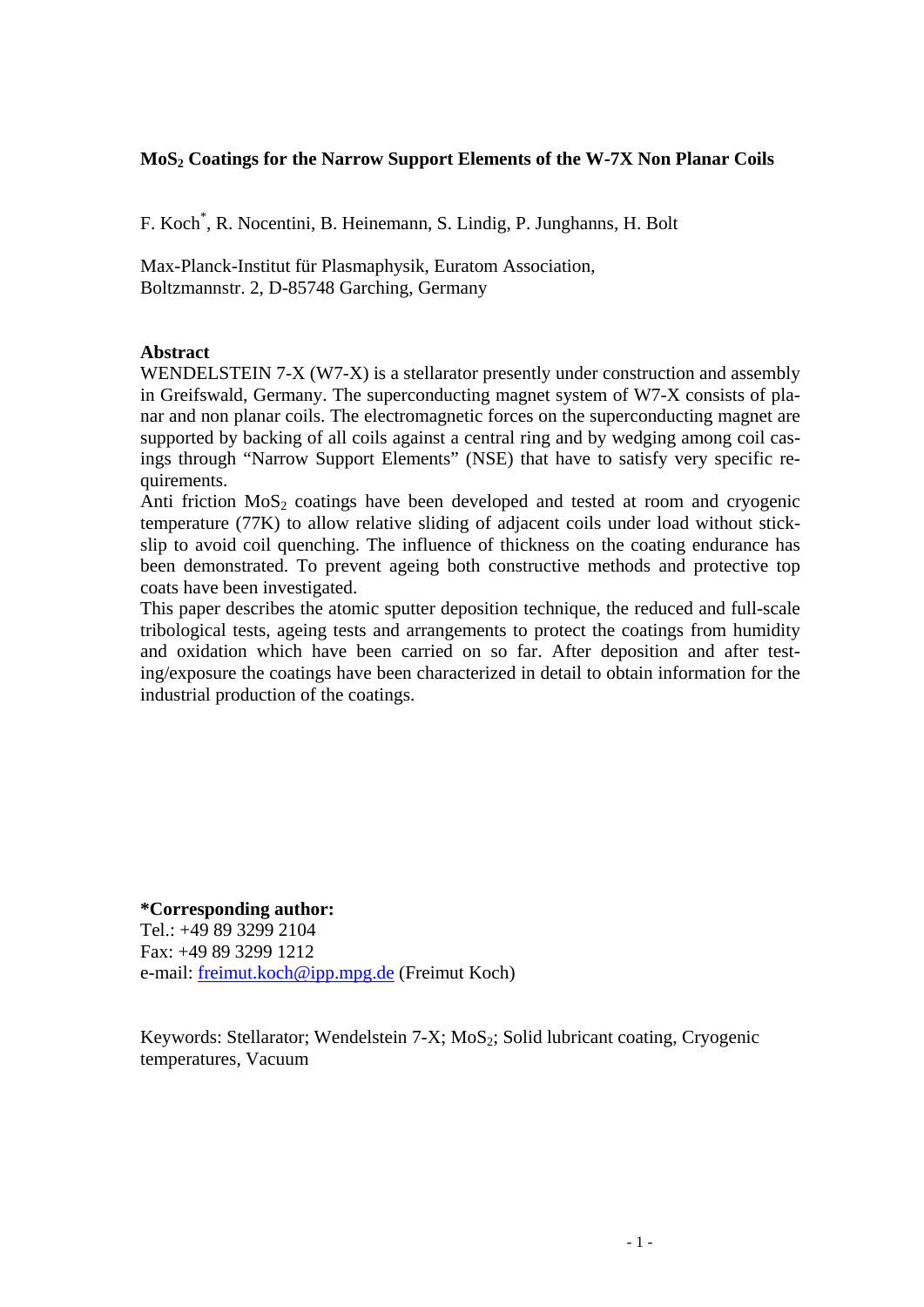# $MoS_2$ Coatings for the Narrow Support Elements of the W-7X Non Planar Coils

F. Koch*, R. Nocentini, B. Heinemann, S. Lindig, P. Junghanns, H. Bolt

Max-Planck-Institut für Plasmaphysik, Euratom Association,
Boltzmannstr. 2, D-85748 Garching, Germany

## Abstract

WENDELSTEIN 7-X (W7-X) is a stellarator presently under construction and assembly in Greifswald, Germany. The superconducting magnet system of W7-X consists of planar and non planar coils. The electromagnetic forces on the superconducting magnet are supported by backing of all coils against a central ring and by wedging among coil casings through "Narrow Support Elements" (NSE) that have to satisfy very specific requirements.

Anti friction $MoS_2$ coatings have been developed and tested at room and cryogenic temperature (77K) to allow relative sliding of adjacent coils under load without stick-slip to avoid coil quenching. The influence of thickness on the coating endurance has been demonstrated. To prevent ageing both constructive methods and protective top coats have been investigated.

This paper describes the atomic sputter deposition technique, the reduced and full-scale tribological tests, ageing tests and arrangements to protect the coatings from humidity and oxidation which have been carried on so far. After deposition and after testing/exposure the coatings have been characterized in detail to obtain information for the industrial production of the coatings.

**\*Corresponding author:**
Tel.: +49 89 3299 2104
Fax: +49 89 3299 1212
e-mail: freimut.koch@ipp.mpg.de (Freimut Koch)

Keywords: Stellarator; Wendelstein 7-X; $MoS_2$; Solid lubricant coating, Cryogenic temperatures, Vacuum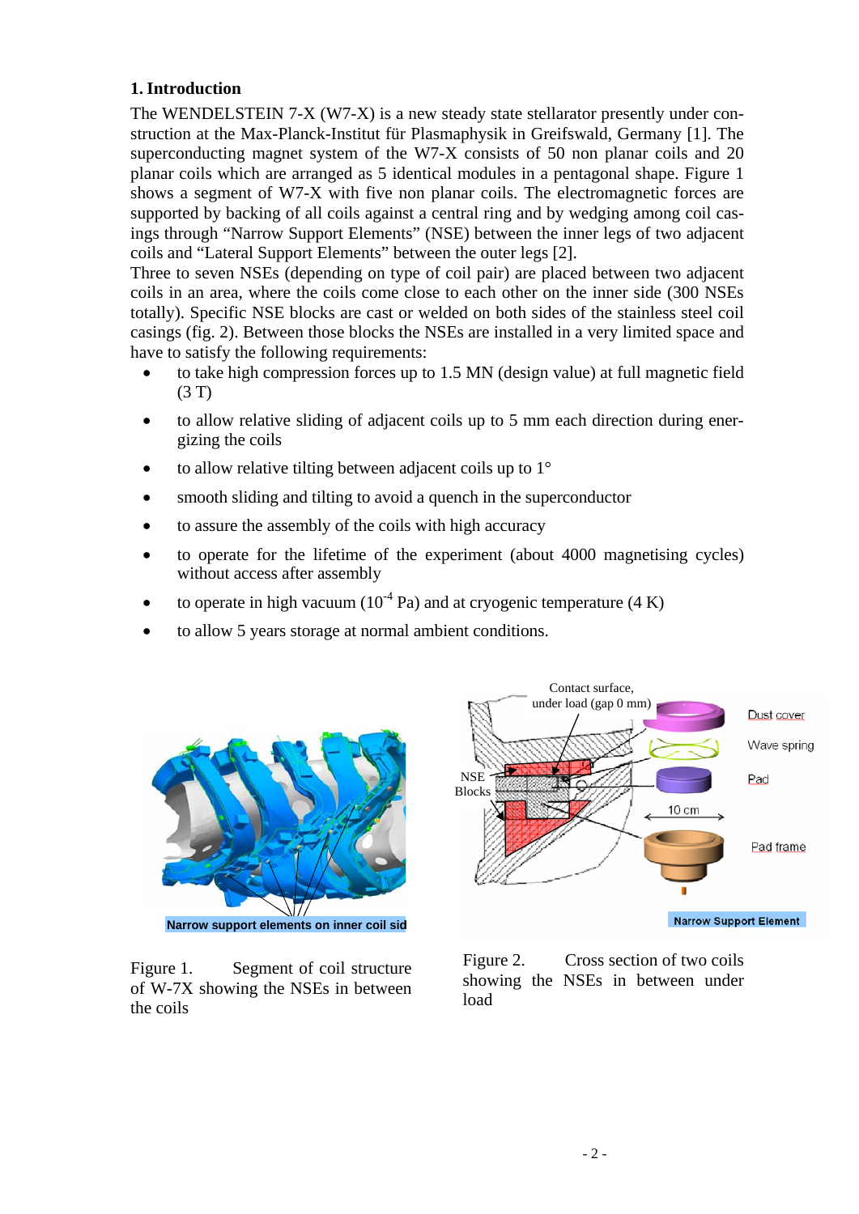## 1. Introduction

The WENDELSTEIN 7-X (W7-X) is a new steady state stellarator presently under construction at the Max-Planck-Institut für Plasmaphysik in Greifswald, Germany [1]. The superconducting magnet system of the W7-X consists of 50 non planar coils and 20 planar coils which are arranged as 5 identical modules in a pentagonal shape. Figure 1 shows a segment of W7-X with five non planar coils. The electromagnetic forces are supported by backing of all coils against a central ring and by wedging among coil casings through "Narrow Support Elements" (NSE) between the inner legs of two adjacent coils and "Lateral Support Elements" between the outer legs [2].

Three to seven NSEs (depending on type of coil pair) are placed between two adjacent coils in an area, where the coils come close to each other on the inner side (300 NSEs totally). Specific NSE blocks are cast or welded on both sides of the stainless steel coil casings (fig. 2). Between those blocks the NSEs are installed in a very limited space and have to satisfy the following requirements:

- to take high compression forces up to 1.5 MN (design value) at full magnetic field (3 T)
- to allow relative sliding of adjacent coils up to 5 mm each direction during energizing the coils
- to allow relative tilting between adjacent coils up to 1°
- smooth sliding and tilting to avoid a quench in the superconductor
- to assure the assembly of the coils with high accuracy
- to operate for the lifetime of the experiment (about 4000 magnetising cycles) without access after assembly
- to operate in high vacuum ($10^{-4}$ Pa) and at cryogenic temperature (4 K)
- to allow 5 years storage at normal ambient conditions.

Figure 1. Segment of coil structure of W-7X showing the NSEs in between the coils

Figure 2. Cross section of two coils showing the NSEs in between under load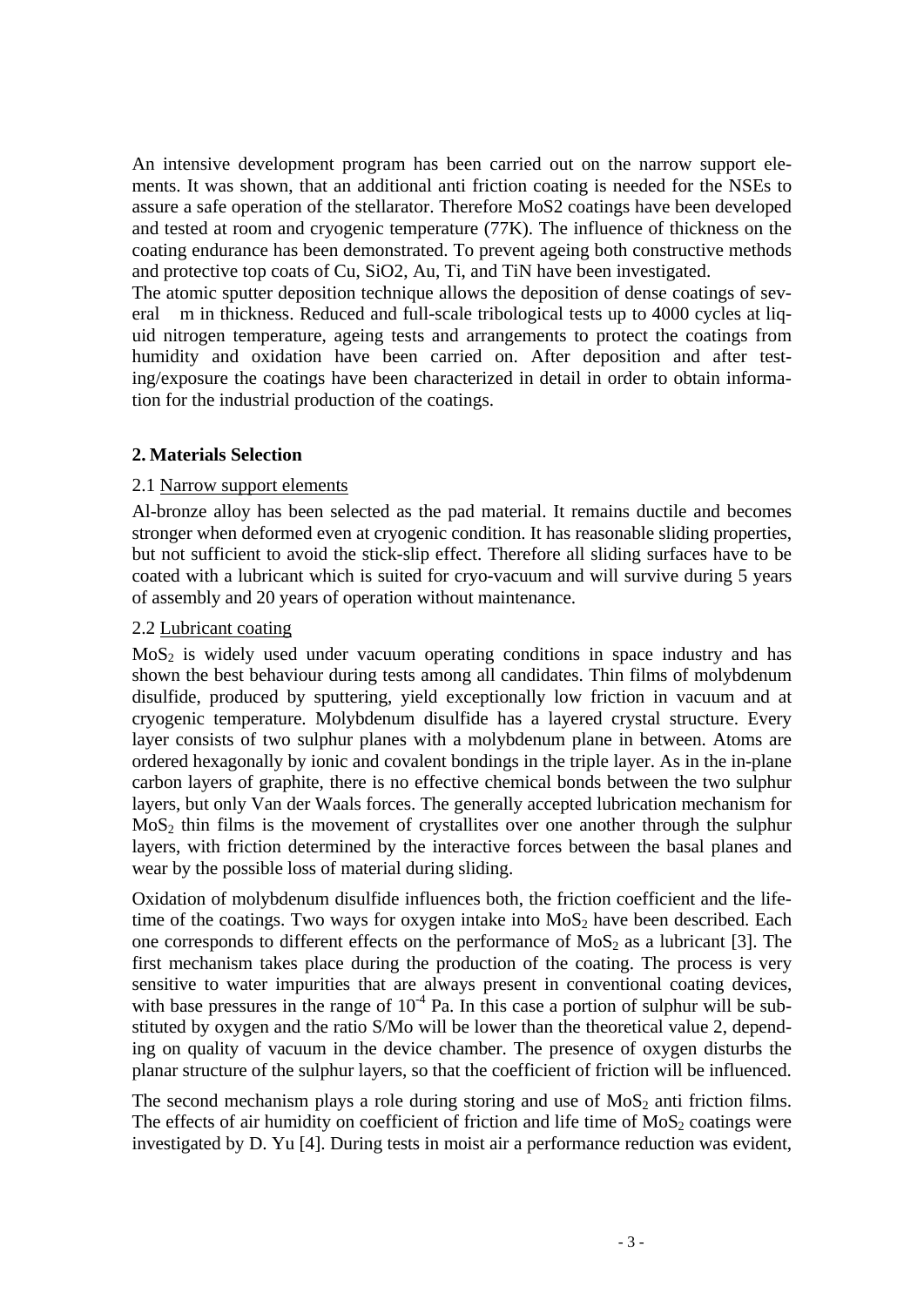An intensive development program has been carried out on the narrow support elements. It was shown, that an additional anti friction coating is needed for the NSEs to assure a safe operation of the stellarator. Therefore MoS2 coatings have been developed and tested at room and cryogenic temperature (77K). The influence of thickness on the coating endurance has been demonstrated. To prevent ageing both constructive methods and protective top coats of Cu, SiO2, Au, Ti, and TiN have been investigated.

The atomic sputter deposition technique allows the deposition of dense coatings of several  m in thickness. Reduced and full-scale tribological tests up to 4000 cycles at liquid nitrogen temperature, ageing tests and arrangements to protect the coatings from humidity and oxidation have been carried on. After deposition and after testing/exposure the coatings have been characterized in detail in order to obtain information for the industrial production of the coatings.

## 2. Materials Selection

### 2.1 Narrow support elements

Al-bronze alloy has been selected as the pad material. It remains ductile and becomes stronger when deformed even at cryogenic condition. It has reasonable sliding properties, but not sufficient to avoid the stick-slip effect. Therefore all sliding surfaces have to be coated with a lubricant which is suited for cryo-vacuum and will survive during 5 years of assembly and 20 years of operation without maintenance.

### 2.2 Lubricant coating

$MoS_2$ is widely used under vacuum operating conditions in space industry and has shown the best behaviour during tests among all candidates. Thin films of molybdenum disulfide, produced by sputtering, yield exceptionally low friction in vacuum and at cryogenic temperature. Molybdenum disulfide has a layered crystal structure. Every layer consists of two sulphur planes with a molybdenum plane in between. Atoms are ordered hexagonally by ionic and covalent bondings in the triple layer. As in the in-plane carbon layers of graphite, there is no effective chemical bonds between the two sulphur layers, but only Van der Waals forces. The generally accepted lubrication mechanism for $MoS_2$ thin films is the movement of crystallites over one another through the sulphur layers, with friction determined by the interactive forces between the basal planes and wear by the possible loss of material during sliding.

Oxidation of molybdenum disulfide influences both, the friction coefficient and the lifetime of the coatings. Two ways for oxygen intake into $MoS_2$ have been described. Each one corresponds to different effects on the performance of $MoS_2$ as a lubricant [3]. The first mechanism takes place during the production of the coating. The process is very sensitive to water impurities that are always present in conventional coating devices, with base pressures in the range of $10^{-4}$ Pa. In this case a portion of sulphur will be substituted by oxygen and the ratio S/Mo will be lower than the theoretical value 2, depending on quality of vacuum in the device chamber. The presence of oxygen disturbs the planar structure of the sulphur layers, so that the coefficient of friction will be influenced.

The second mechanism plays a role during storing and use of $MoS_2$ anti friction films. The effects of air humidity on coefficient of friction and life time of $MoS_2$ coatings were investigated by D. Yu [4]. During tests in moist air a performance reduction was evident,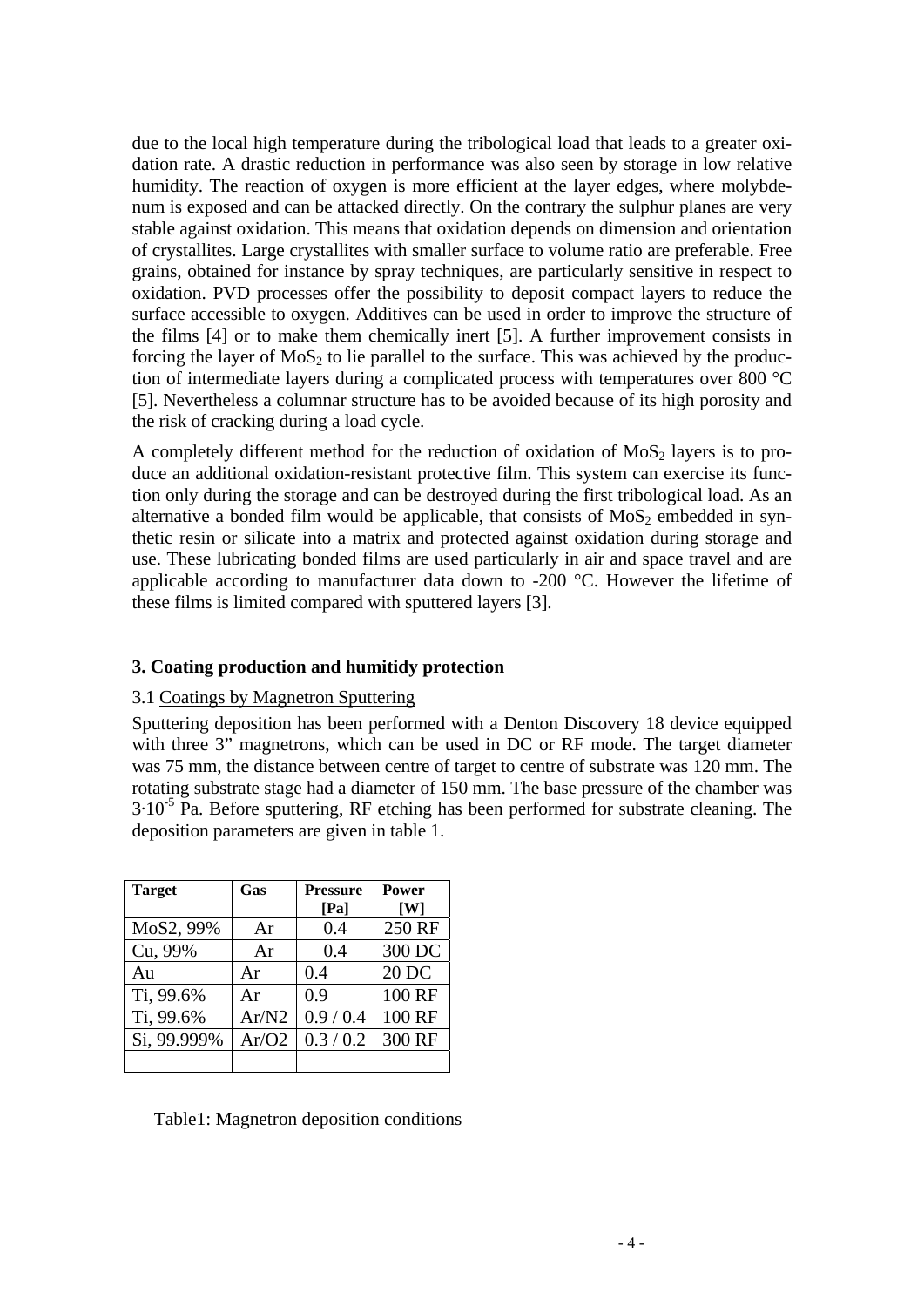due to the local high temperature during the tribological load that leads to a greater oxidation rate. A drastic reduction in performance was also seen by storage in low relative humidity. The reaction of oxygen is more efficient at the layer edges, where molybdenum is exposed and can be attacked directly. On the contrary the sulphur planes are very stable against oxidation. This means that oxidation depends on dimension and orientation of crystallites. Large crystallites with smaller surface to volume ratio are preferable. Free grains, obtained for instance by spray techniques, are particularly sensitive in respect to oxidation. PVD processes offer the possibility to deposit compact layers to reduce the surface accessible to oxygen. Additives can be used in order to improve the structure of the films [4] or to make them chemically inert [5]. A further improvement consists in forcing the layer of $MoS_2$ to lie parallel to the surface. This was achieved by the production of intermediate layers during a complicated process with temperatures over 800 °C [5]. Nevertheless a columnar structure has to be avoided because of its high porosity and the risk of cracking during a load cycle.

A completely different method for the reduction of oxidation of $MoS_2$ layers is to produce an additional oxidation-resistant protective film. This system can exercise its function only during the storage and can be destroyed during the first tribological load. As an alternative a bonded film would be applicable, that consists of $MoS_2$ embedded in synthetic resin or silicate into a matrix and protected against oxidation during storage and use. These lubricating bonded films are used particularly in air and space travel and are applicable according to manufacturer data down to -200 °C. However the lifetime of these films is limited compared with sputtered layers [3].

## 3. Coating production and humitidy protection

### 3.1 Coatings by Magnetron Sputtering

Sputtering deposition has been performed with a Denton Discovery 18 device equipped with three 3" magnetrons, which can be used in DC or RF mode. The target diameter was 75 mm, the distance between centre of target to centre of substrate was 120 mm. The rotating substrate stage had a diameter of 150 mm. The base pressure of the chamber was $3 \cdot 10^{-5}$ Pa. Before sputtering, RF etching has been performed for substrate cleaning. The deposition parameters are given in table 1.

| Target | Gas | Pressure [Pa] | Power [W] |
|---|---|---|---|
| MoS2, 99% | Ar | 0.4 | 250 RF |
| Cu, 99% | Ar | 0.4 | 300 DC |
| Au | Ar | 0.4 | 20 DC |
| Ti, 99.6% | Ar | 0.9 | 100 RF |
| Ti, 99.6% | Ar/N2 | 0.9 / 0.4 | 100 RF |
| Si, 99.999% | Ar/O2 | 0.3 / 0.2 | 300 RF |
| | | | |

Table1: Magnetron deposition conditions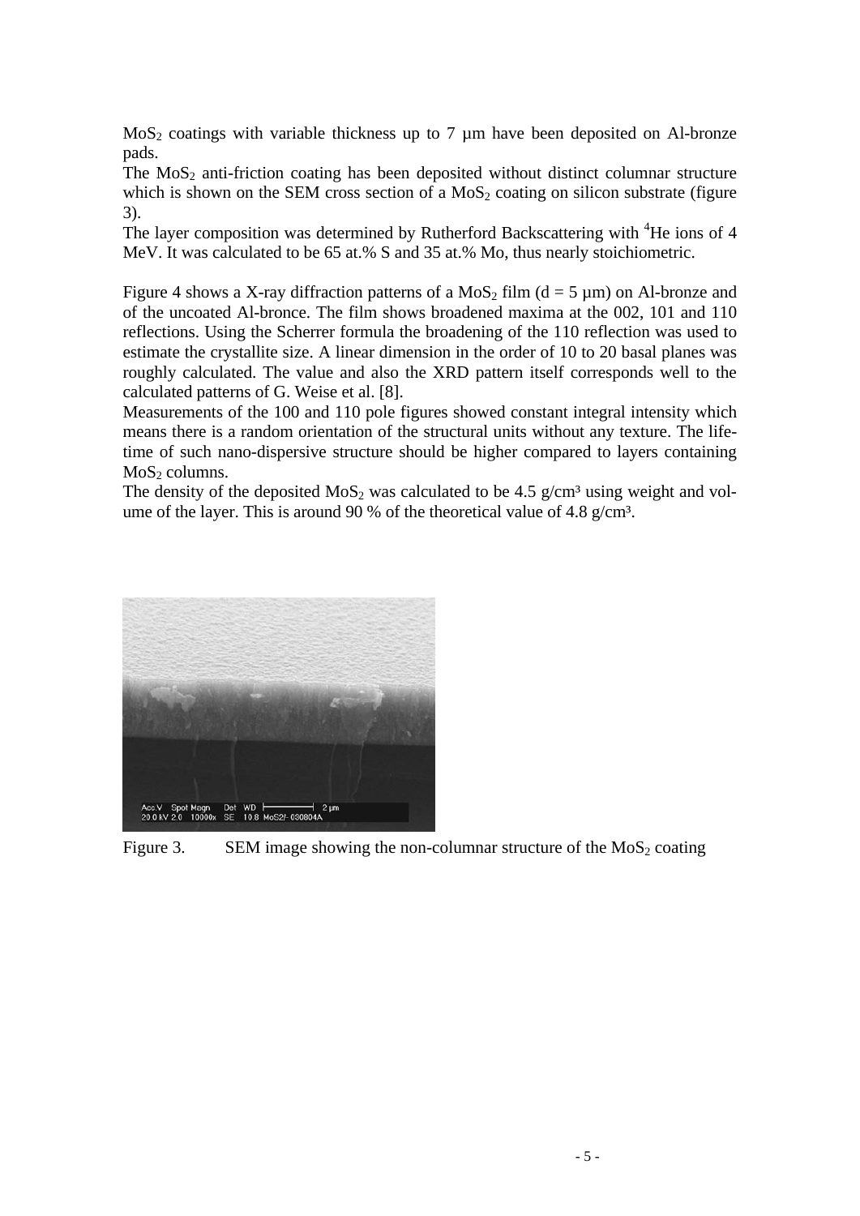$MoS_2$ coatings with variable thickness up to 7 µm have been deposited on Al-bronze pads.

The $MoS_2$ anti-friction coating has been deposited without distinct columnar structure which is shown on the SEM cross section of a $MoS_2$ coating on silicon substrate (figure 3).

The layer composition was determined by Rutherford Backscattering with $^4He$ ions of 4 MeV. It was calculated to be 65 at.% S and 35 at.% Mo, thus nearly stoichiometric.

Figure 4 shows a X-ray diffraction patterns of a $MoS_2$ film (d = 5 µm) on Al-bronze and of the uncoated Al-bronce. The film shows broadened maxima at the 002, 101 and 110 reflections. Using the Scherrer formula the broadening of the 110 reflection was used to estimate the crystallite size. A linear dimension in the order of 10 to 20 basal planes was roughly calculated. The value and also the XRD pattern itself corresponds well to the calculated patterns of G. Weise et al. [8].

Measurements of the 100 and 110 pole figures showed constant integral intensity which means there is a random orientation of the structural units without any texture. The life-time of such nano-dispersive structure should be higher compared to layers containing $MoS_2$ columns.

The density of the deposited $MoS_2$ was calculated to be 4.5 g/cm³ using weight and volume of the layer. This is around 90 % of the theoretical value of 4.8 g/cm³.

Figure 3. SEM image showing the non-columnar structure of the $MoS_2$ coating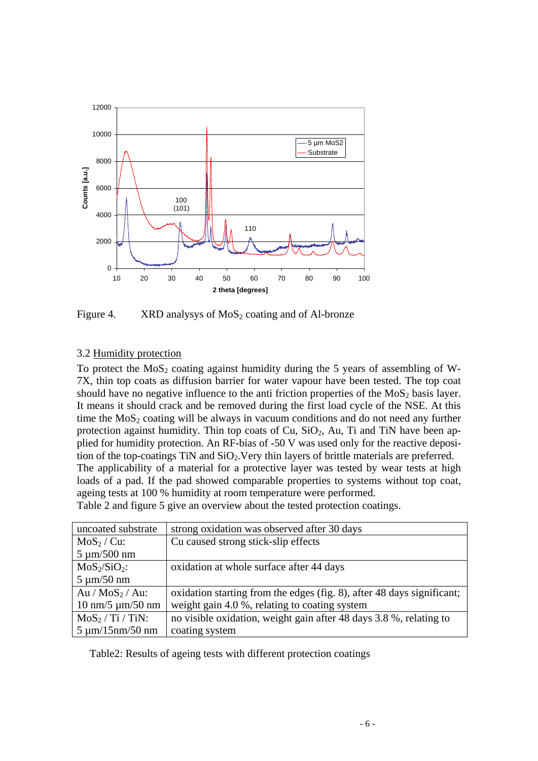Figure 4. XRD analysys of $MoS_2$ coating and of Al-bronze

### 3.2 Humidity protection

To protect the $MoS_2$ coating against humidity during the 5 years of assembling of W-7X, thin top coats as diffusion barrier for water vapour have been tested. The top coat should have no negative influence to the anti friction properties of the $MoS_2$ basis layer. It means it should crack and be removed during the first load cycle of the NSE. At this time the $MoS_2$ coating will be always in vacuum conditions and do not need any further protection against humidity. Thin top coats of Cu, $SiO_2$, Au, Ti and TiN have been applied for humidity protection. An RF-bias of -50 V was used only for the reactive deposition of the top-coatings TiN and $SiO_2$. Very thin layers of brittle materials are preferred. The applicability of a material for a protective layer was tested by wear tests at high loads of a pad. If the pad showed comparable properties to systems without top coat, ageing tests at 100 % humidity at room temperature were performed.
Table 2 and figure 5 give an overview about the tested protection coatings.

| | |
|---|---|
| uncoated substrate | strong oxidation was observed after 30 days |
| $MoS_2$ / Cu: 5 µm/500 nm | Cu caused strong stick-slip effects |
| $MoS_2$/$SiO_2$: 5 µm/50 nm | oxidation at whole surface after 44 days |
| Au / $MoS_2$ / Au: 10 nm/5 µm/50 nm | oxidation starting from the edges (fig. 8), after 48 days significant; weight gain 4.0 %, relating to coating system |
| $MoS_2$ / Ti / TiN: 5 µm/15nm/50 nm | no visible oxidation, weight gain after 48 days 3.8 %, relating to coating system |

Table2: Results of ageing tests with different protection coatings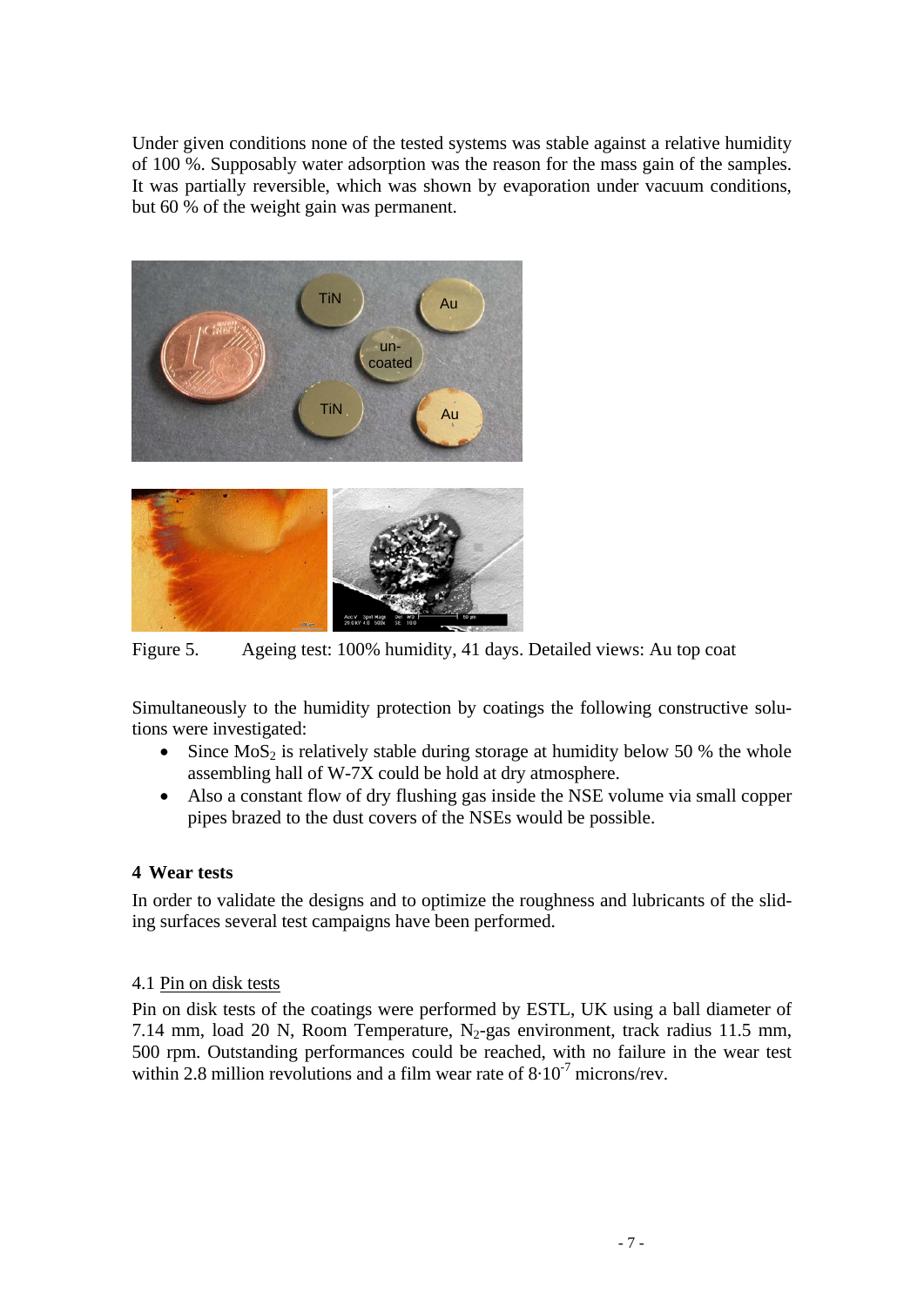Under given conditions none of the tested systems was stable against a relative humidity of 100 %. Supposably water adsorption was the reason for the mass gain of the samples. It was partially reversible, which was shown by evaporation under vacuum conditions, but 60 % of the weight gain was permanent.

Figure 5. Ageing test: 100% humidity, 41 days. Detailed views: Au top coat

Simultaneously to the humidity protection by coatings the following constructive solutions were investigated:

- Since $MoS_2$ is relatively stable during storage at humidity below 50 % the whole assembling hall of W-7X could be hold at dry atmosphere.
- Also a constant flow of dry flushing gas inside the NSE volume via small copper pipes brazed to the dust covers of the NSEs would be possible.

## 4 Wear tests

In order to validate the designs and to optimize the roughness and lubricants of the sliding surfaces several test campaigns have been performed.

### 4.1 Pin on disk tests

Pin on disk tests of the coatings were performed by ESTL, UK using a ball diameter of 7.14 mm, load 20 N, Room Temperature, $N_2$-gas environment, track radius 11.5 mm, 500 rpm. Outstanding performances could be reached, with no failure in the wear test within 2.8 million revolutions and a film wear rate of $8 \cdot 10^{-7}$ microns/rev.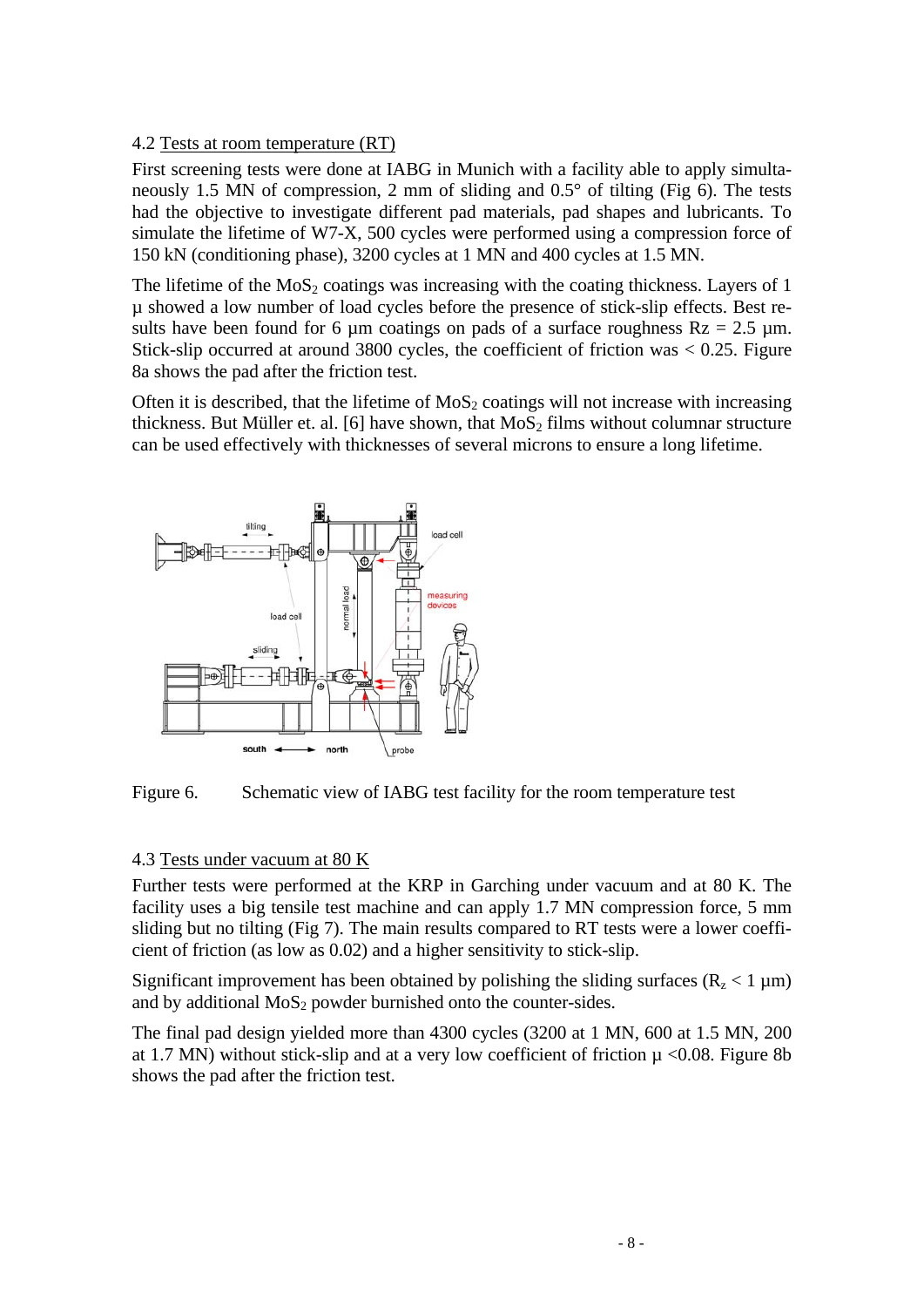4.2 Tests at room temperature (RT)

First screening tests were done at IABG in Munich with a facility able to apply simultaneously 1.5 MN of compression, 2 mm of sliding and 0.5° of tilting (Fig 6). The tests had the objective to investigate different pad materials, pad shapes and lubricants. To simulate the lifetime of W7-X, 500 cycles were performed using a compression force of 150 kN (conditioning phase), 3200 cycles at 1 MN and 400 cycles at 1.5 MN.

The lifetime of the $MoS_2$ coatings was increasing with the coating thickness. Layers of 1 µ showed a low number of load cycles before the presence of stick-slip effects. Best results have been found for 6 µm coatings on pads of a surface roughness Rz = 2.5 µm. Stick-slip occurred at around 3800 cycles, the coefficient of friction was < 0.25. Figure 8a shows the pad after the friction test.

Often it is described, that the lifetime of $MoS_2$ coatings will not increase with increasing thickness. But Müller et. al. [6] have shown, that $MoS_2$ films without columnar structure can be used effectively with thicknesses of several microns to ensure a long lifetime.

Figure 6. Schematic view of IABG test facility for the room temperature test

4.3 Tests under vacuum at 80 K

Further tests were performed at the KRP in Garching under vacuum and at 80 K. The facility uses a big tensile test machine and can apply 1.7 MN compression force, 5 mm sliding but no tilting (Fig 7). The main results compared to RT tests were a lower coefficient of friction (as low as 0.02) and a higher sensitivity to stick-slip.

Significant improvement has been obtained by polishing the sliding surfaces ($R_z$ < 1 µm) and by additional $MoS_2$ powder burnished onto the counter-sides.

The final pad design yielded more than 4300 cycles (3200 at 1 MN, 600 at 1.5 MN, 200 at 1.7 MN) without stick-slip and at a very low coefficient of friction $\mu$ <0.08. Figure 8b shows the pad after the friction test.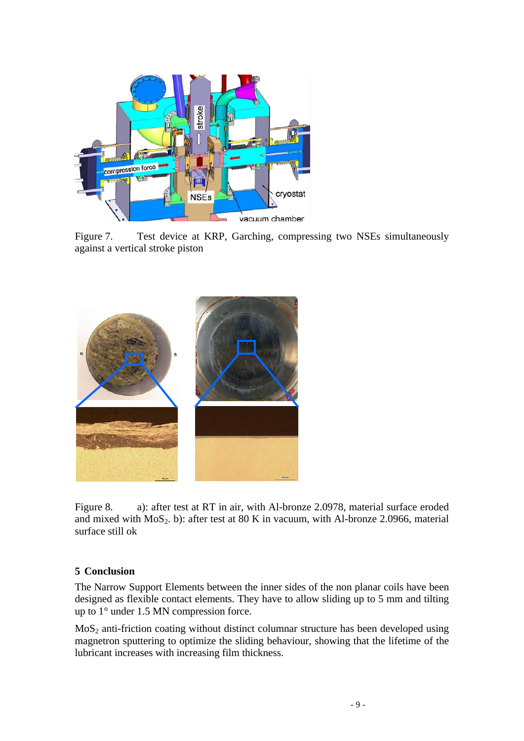Figure 7. Test device at KRP, Garching, compressing two NSEs simultaneously against a vertical stroke piston

Figure 8. a): after test at RT in air, with Al-bronze 2.0978, material surface eroded and mixed with $MoS_2$. b): after test at 80 K in vacuum, with Al-bronze 2.0966, material surface still ok

## 5 Conclusion

The Narrow Support Elements between the inner sides of the non planar coils have been designed as flexible contact elements. They have to allow sliding up to 5 mm and tilting up to 1° under 1.5 MN compression force.

$MoS_2$ anti-friction coating without distinct columnar structure has been developed using magnetron sputtering to optimize the sliding behaviour, showing that the lifetime of the lubricant increases with increasing film thickness.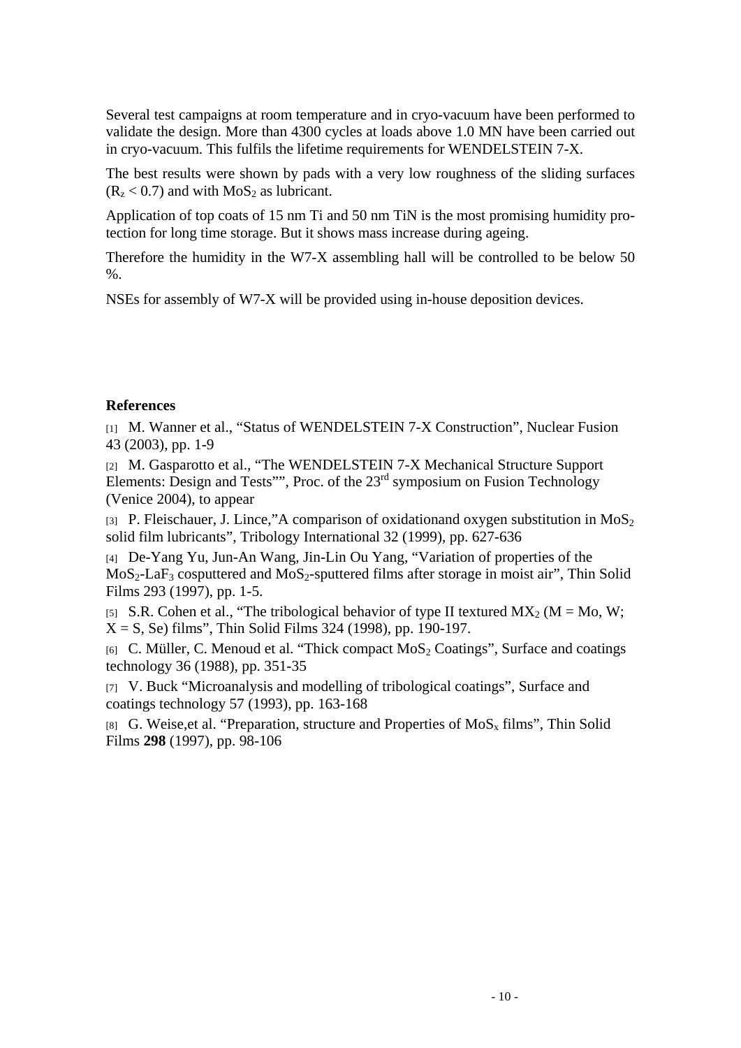Several test campaigns at room temperature and in cryo-vacuum have been performed to validate the design. More than 4300 cycles at loads above 1.0 MN have been carried out in cryo-vacuum. This fulfils the lifetime requirements for WENDELSTEIN 7-X.

The best results were shown by pads with a very low roughness of the sliding surfaces ($R_z < 0.7$) and with $MoS_2$ as lubricant.

Application of top coats of 15 nm Ti and 50 nm TiN is the most promising humidity protection for long time storage. But it shows mass increase during ageing.

Therefore the humidity in the W7-X assembling hall will be controlled to be below 50 %.

NSEs for assembly of W7-X will be provided using in-house deposition devices.

**References**

[1] M. Wanner et al., "Status of WENDELSTEIN 7-X Construction", Nuclear Fusion 43 (2003), pp. 1-9

[2] M. Gasparotto et al., "The WENDELSTEIN 7-X Mechanical Structure Support Elements: Design and Tests"", Proc. of the 23rd symposium on Fusion Technology (Venice 2004), to appear

[3] P. Fleischauer, J. Lince,"A comparison of oxidationand oxygen substitution in $MoS_2$ solid film lubricants", Tribology International 32 (1999), pp. 627-636

[4] De-Yang Yu, Jun-An Wang, Jin-Lin Ou Yang, "Variation of properties of the $MoS_2$-$LaF_3$ cosputtered and $MoS_2$-sputtered films after storage in moist air", Thin Solid Films 293 (1997), pp. 1-5.

[5] S.R. Cohen et al., "The tribological behavior of type II textured $MX_2$ (M = Mo, W; X = S, Se) films", Thin Solid Films 324 (1998), pp. 190-197.

[6] C. Müller, C. Menoud et al. "Thick compact $MoS_2$ Coatings", Surface and coatings technology 36 (1988), pp. 351-35

[7] V. Buck "Microanalysis and modelling of tribological coatings", Surface and coatings technology 57 (1993), pp. 163-168

[8] G. Weise,et al. "Preparation, structure and Properties of $MoS_x$ films", Thin Solid Films **298** (1997), pp. 98-106